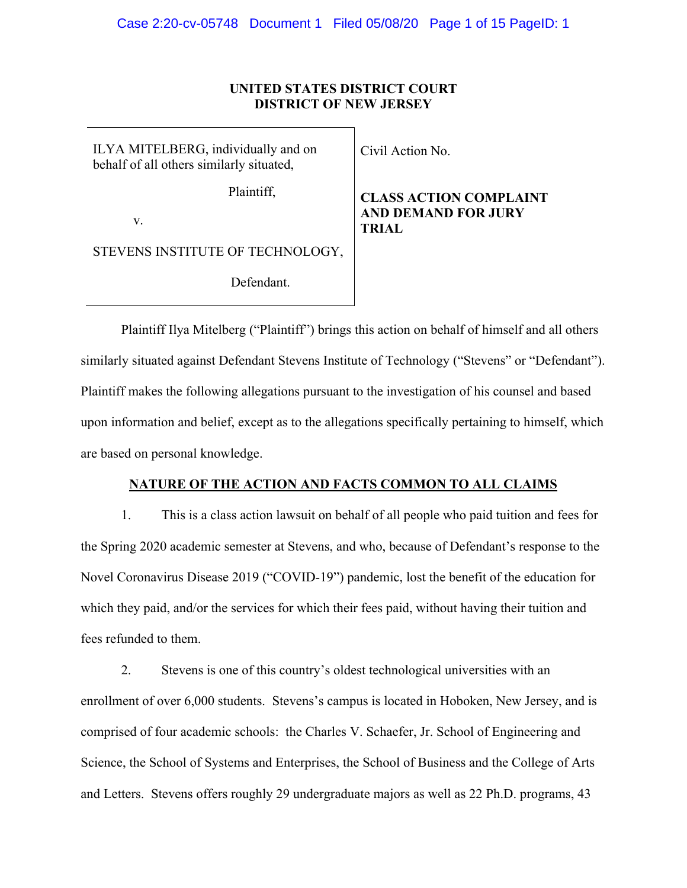**UNITED STATES DISTRICT COURT**
**DISTRICT OF NEW JERSEY**

| | |
|---|---|
| ILYA MITELBERG, individually and on behalf of all others similarly situated,<br><br>Plaintiff,<br><br>v.<br><br>STEVENS INSTITUTE OF TECHNOLOGY,<br><br>Defendant. | Civil Action No.<br><br>**CLASS ACTION COMPLAINT AND DEMAND FOR JURY TRIAL** |

Plaintiff Ilya Mitelberg ("Plaintiff") brings this action on behalf of himself and all others similarly situated against Defendant Stevens Institute of Technology ("Stevens" or "Defendant"). Plaintiff makes the following allegations pursuant to the investigation of his counsel and based upon information and belief, except as to the allegations specifically pertaining to himself, which are based on personal knowledge.

## NATURE OF THE ACTION AND FACTS COMMON TO ALL CLAIMS

1. This is a class action lawsuit on behalf of all people who paid tuition and fees for the Spring 2020 academic semester at Stevens, and who, because of Defendant's response to the Novel Coronavirus Disease 2019 ("COVID-19") pandemic, lost the benefit of the education for which they paid, and/or the services for which their fees paid, without having their tuition and fees refunded to them.

2. Stevens is one of this country's oldest technological universities with an enrollment of over 6,000 students. Stevens's campus is located in Hoboken, New Jersey, and is comprised of four academic schools: the Charles V. Schaefer, Jr. School of Engineering and Science, the School of Systems and Enterprises, the School of Business and the College of Arts and Letters. Stevens offers roughly 29 undergraduate majors as well as 22 Ph.D. programs, 43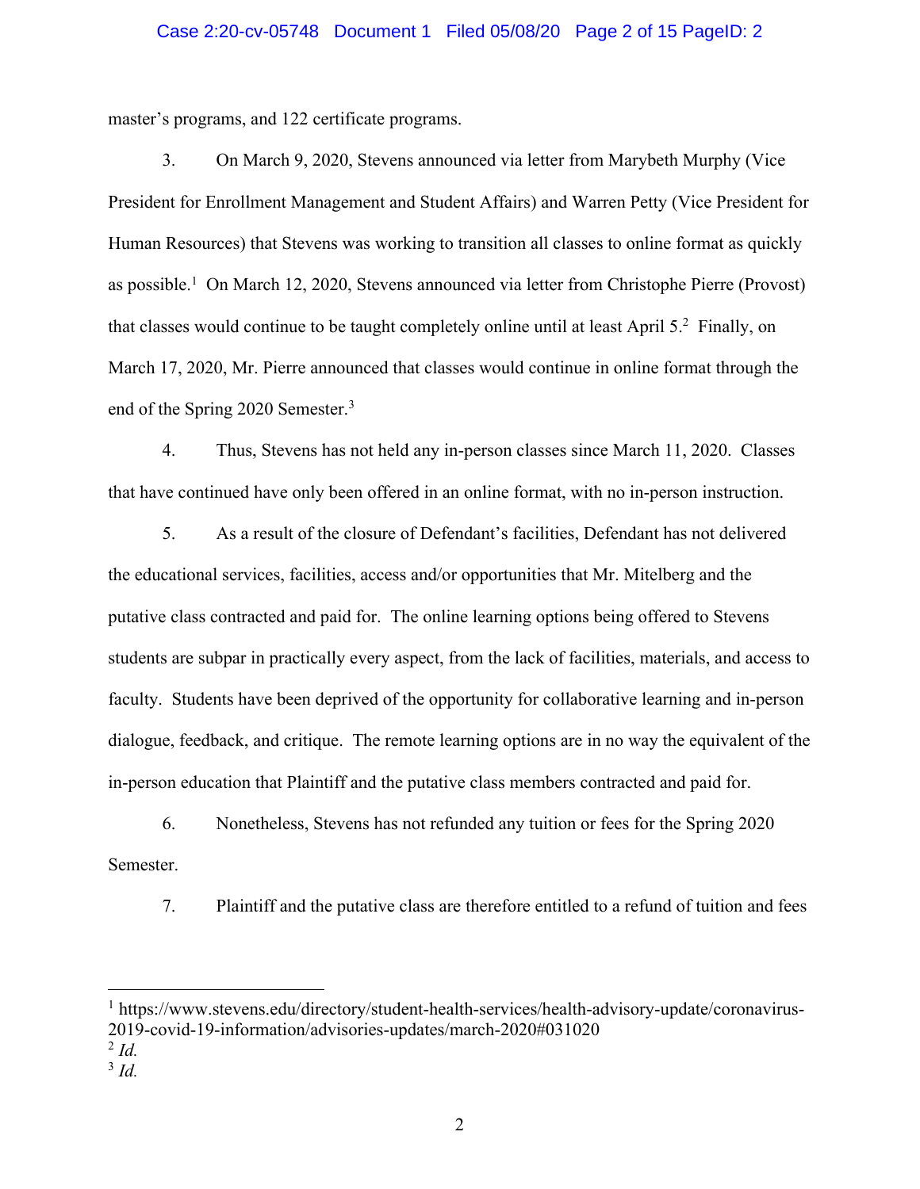master's programs, and 122 certificate programs.

3. On March 9, 2020, Stevens announced via letter from Marybeth Murphy (Vice President for Enrollment Management and Student Affairs) and Warren Petty (Vice President for Human Resources) that Stevens was working to transition all classes to online format as quickly as possible.[1] On March 12, 2020, Stevens announced via letter from Christophe Pierre (Provost) that classes would continue to be taught completely online until at least April 5.[2] Finally, on March 17, 2020, Mr. Pierre announced that classes would continue in online format through the end of the Spring 2020 Semester.[3]

4. Thus, Stevens has not held any in-person classes since March 11, 2020. Classes that have continued have only been offered in an online format, with no in-person instruction.

5. As a result of the closure of Defendant's facilities, Defendant has not delivered the educational services, facilities, access and/or opportunities that Mr. Mitelberg and the putative class contracted and paid for. The online learning options being offered to Stevens students are subpar in practically every aspect, from the lack of facilities, materials, and access to faculty. Students have been deprived of the opportunity for collaborative learning and in-person dialogue, feedback, and critique. The remote learning options are in no way the equivalent of the in-person education that Plaintiff and the putative class members contracted and paid for.

6. Nonetheless, Stevens has not refunded any tuition or fees for the Spring 2020 Semester.

7. Plaintiff and the putative class are therefore entitled to a refund of tuition and fees

---

[1] https://www.stevens.edu/directory/student-health-services/health-advisory-update/coronavirus-2019-covid-19-information/advisories-updates/march-2020#031020

[2] *Id.*

[3] *Id.*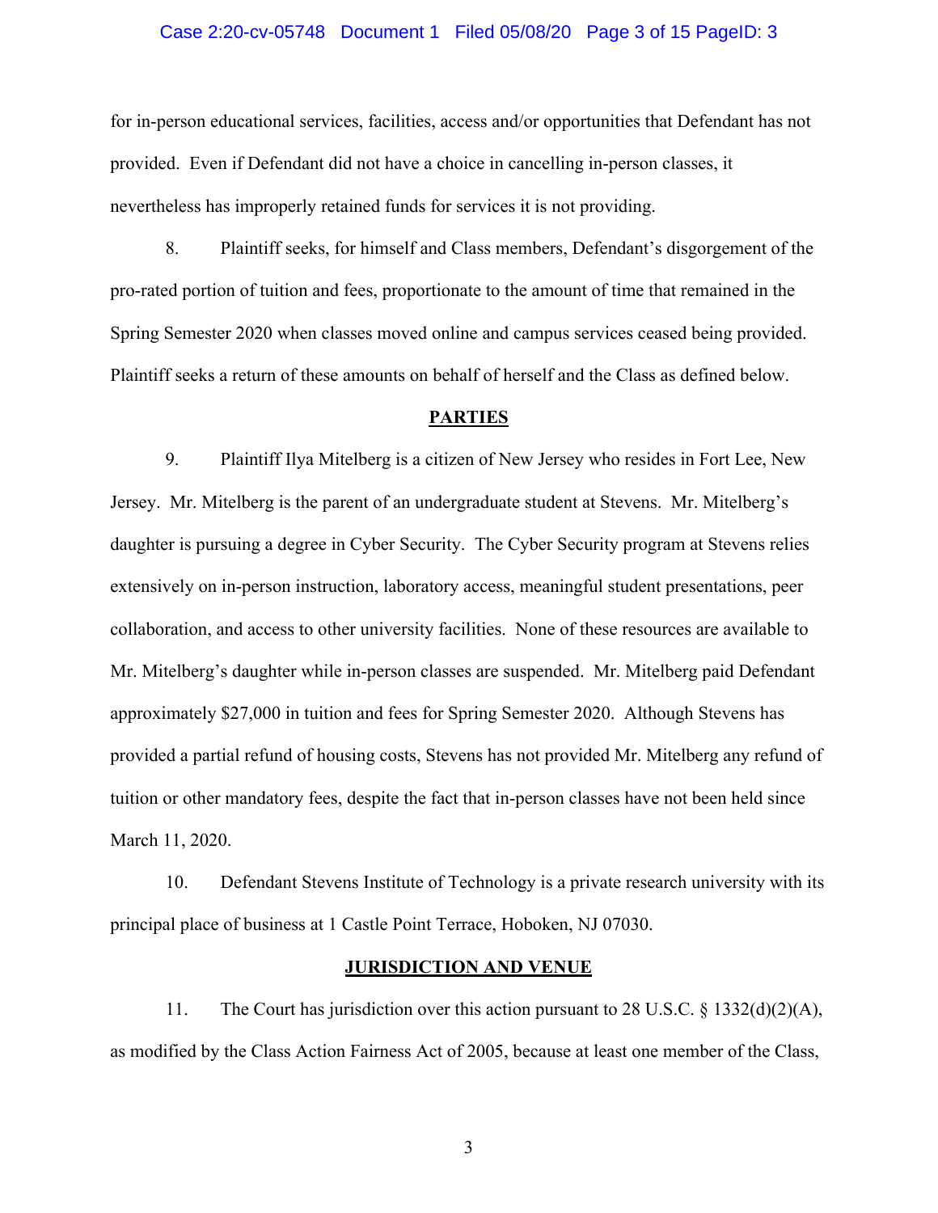for in-person educational services, facilities, access and/or opportunities that Defendant has not provided. Even if Defendant did not have a choice in cancelling in-person classes, it nevertheless has improperly retained funds for services it is not providing.

8. Plaintiff seeks, for himself and Class members, Defendant's disgorgement of the pro-rated portion of tuition and fees, proportionate to the amount of time that remained in the Spring Semester 2020 when classes moved online and campus services ceased being provided. Plaintiff seeks a return of these amounts on behalf of herself and the Class as defined below.

## PARTIES

9. Plaintiff Ilya Mitelberg is a citizen of New Jersey who resides in Fort Lee, New Jersey. Mr. Mitelberg is the parent of an undergraduate student at Stevens. Mr. Mitelberg's daughter is pursuing a degree in Cyber Security. The Cyber Security program at Stevens relies extensively on in-person instruction, laboratory access, meaningful student presentations, peer collaboration, and access to other university facilities. None of these resources are available to Mr. Mitelberg's daughter while in-person classes are suspended. Mr. Mitelberg paid Defendant approximately $27,000 in tuition and fees for Spring Semester 2020. Although Stevens has provided a partial refund of housing costs, Stevens has not provided Mr. Mitelberg any refund of tuition or other mandatory fees, despite the fact that in-person classes have not been held since March 11, 2020.

10. Defendant Stevens Institute of Technology is a private research university with its principal place of business at 1 Castle Point Terrace, Hoboken, NJ 07030.

## JURISDICTION AND VENUE

11. The Court has jurisdiction over this action pursuant to 28 U.S.C. § 1332(d)(2)(A), as modified by the Class Action Fairness Act of 2005, because at least one member of the Class,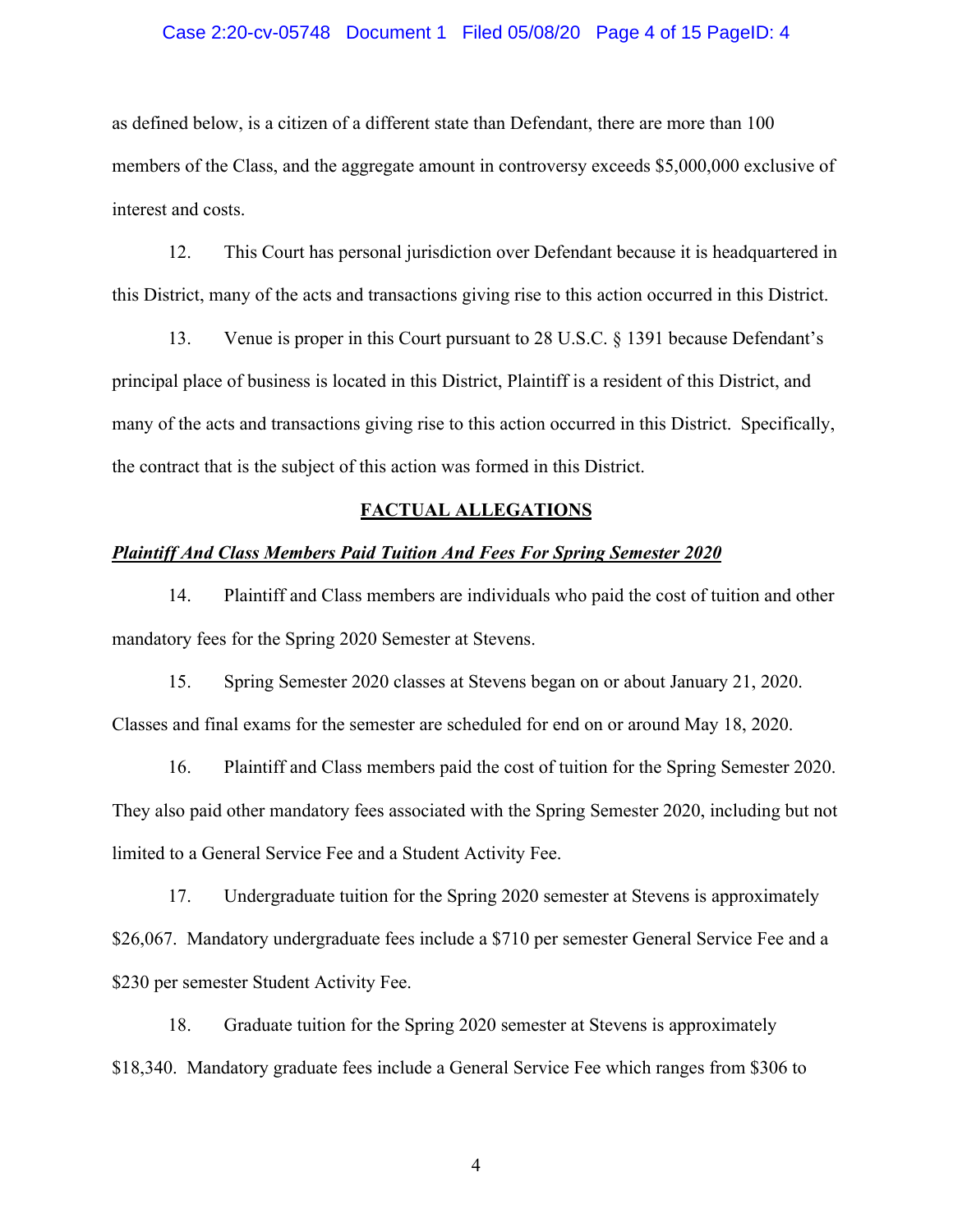as defined below, is a citizen of a different state than Defendant, there are more than 100 members of the Class, and the aggregate amount in controversy exceeds $5,000,000 exclusive of interest and costs.

12. This Court has personal jurisdiction over Defendant because it is headquartered in this District, many of the acts and transactions giving rise to this action occurred in this District.

13. Venue is proper in this Court pursuant to 28 U.S.C. § 1391 because Defendant's principal place of business is located in this District, Plaintiff is a resident of this District, and many of the acts and transactions giving rise to this action occurred in this District. Specifically, the contract that is the subject of this action was formed in this District.

## FACTUAL ALLEGATIONS

### ***Plaintiff And Class Members Paid Tuition And Fees For Spring Semester 2020***

14. Plaintiff and Class members are individuals who paid the cost of tuition and other mandatory fees for the Spring 2020 Semester at Stevens.

15. Spring Semester 2020 classes at Stevens began on or about January 21, 2020. Classes and final exams for the semester are scheduled for end on or around May 18, 2020.

16. Plaintiff and Class members paid the cost of tuition for the Spring Semester 2020. They also paid other mandatory fees associated with the Spring Semester 2020, including but not limited to a General Service Fee and a Student Activity Fee.

17. Undergraduate tuition for the Spring 2020 semester at Stevens is approximately $26,067. Mandatory undergraduate fees include a $710 per semester General Service Fee and a $230 per semester Student Activity Fee.

18. Graduate tuition for the Spring 2020 semester at Stevens is approximately $18,340. Mandatory graduate fees include a General Service Fee which ranges from $306 to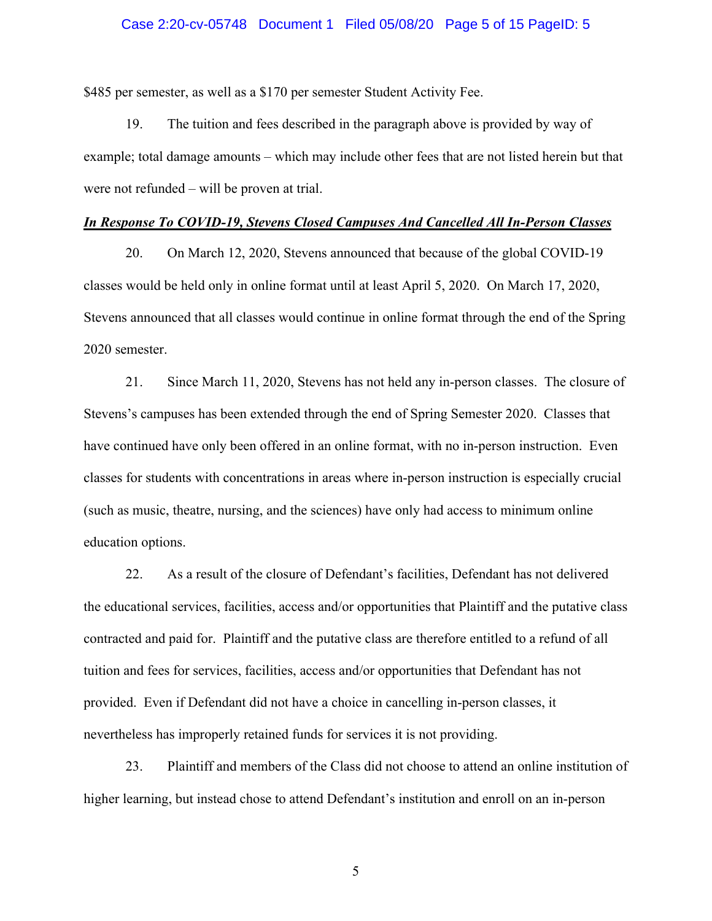$485 per semester, as well as a $170 per semester Student Activity Fee.

19. The tuition and fees described in the paragraph above is provided by way of example; total damage amounts – which may include other fees that are not listed herein but that were not refunded – will be proven at trial.

***In Response To COVID-19, Stevens Closed Campuses And Cancelled All In-Person Classes***

20. On March 12, 2020, Stevens announced that because of the global COVID-19 classes would be held only in online format until at least April 5, 2020. On March 17, 2020, Stevens announced that all classes would continue in online format through the end of the Spring 2020 semester.

21. Since March 11, 2020, Stevens has not held any in-person classes. The closure of Stevens's campuses has been extended through the end of Spring Semester 2020. Classes that have continued have only been offered in an online format, with no in-person instruction. Even classes for students with concentrations in areas where in-person instruction is especially crucial (such as music, theatre, nursing, and the sciences) have only had access to minimum online education options.

22. As a result of the closure of Defendant's facilities, Defendant has not delivered the educational services, facilities, access and/or opportunities that Plaintiff and the putative class contracted and paid for. Plaintiff and the putative class are therefore entitled to a refund of all tuition and fees for services, facilities, access and/or opportunities that Defendant has not provided. Even if Defendant did not have a choice in cancelling in-person classes, it nevertheless has improperly retained funds for services it is not providing.

23. Plaintiff and members of the Class did not choose to attend an online institution of higher learning, but instead chose to attend Defendant's institution and enroll on an in-person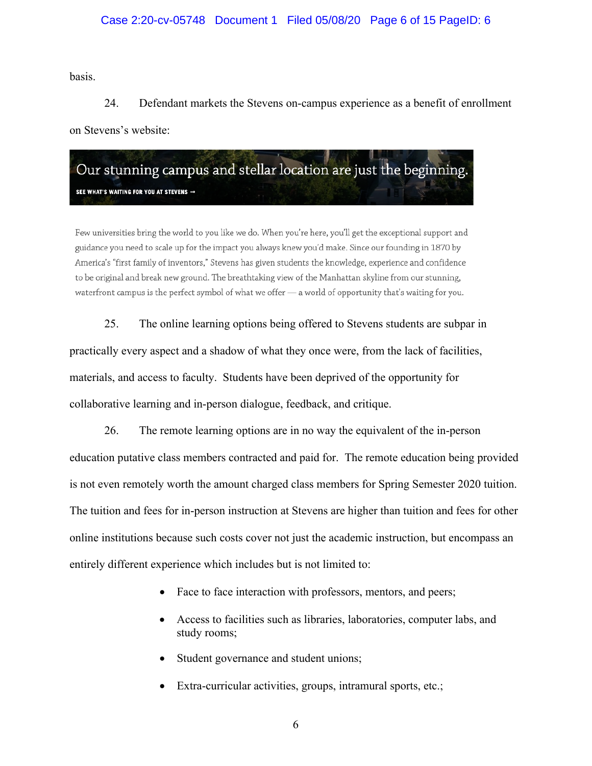basis.

24. Defendant markets the Stevens on-campus experience as a benefit of enrollment on Stevens's website:

Our stunning campus and stellar location are just the beginning.

SEE WHAT'S WAITING FOR YOU AT STEVENS →

Few universities bring the world to you like we do. When you're here, you'll get the exceptional support and guidance you need to scale up for the impact you always knew you'd make. Since our founding in 1870 by America's "first family of inventors," Stevens has given students the knowledge, experience and confidence to be original and break new ground. The breathtaking view of the Manhattan skyline from our stunning, waterfront campus is the perfect symbol of what we offer — a world of opportunity that's waiting for you.

25. The online learning options being offered to Stevens students are subpar in practically every aspect and a shadow of what they once were, from the lack of facilities, materials, and access to faculty. Students have been deprived of the opportunity for collaborative learning and in-person dialogue, feedback, and critique.

26. The remote learning options are in no way the equivalent of the in-person education putative class members contracted and paid for. The remote education being provided is not even remotely worth the amount charged class members for Spring Semester 2020 tuition. The tuition and fees for in-person instruction at Stevens are higher than tuition and fees for other online institutions because such costs cover not just the academic instruction, but encompass an entirely different experience which includes but is not limited to:

- Face to face interaction with professors, mentors, and peers;
- Access to facilities such as libraries, laboratories, computer labs, and study rooms;
- Student governance and student unions;
- Extra-curricular activities, groups, intramural sports, etc.;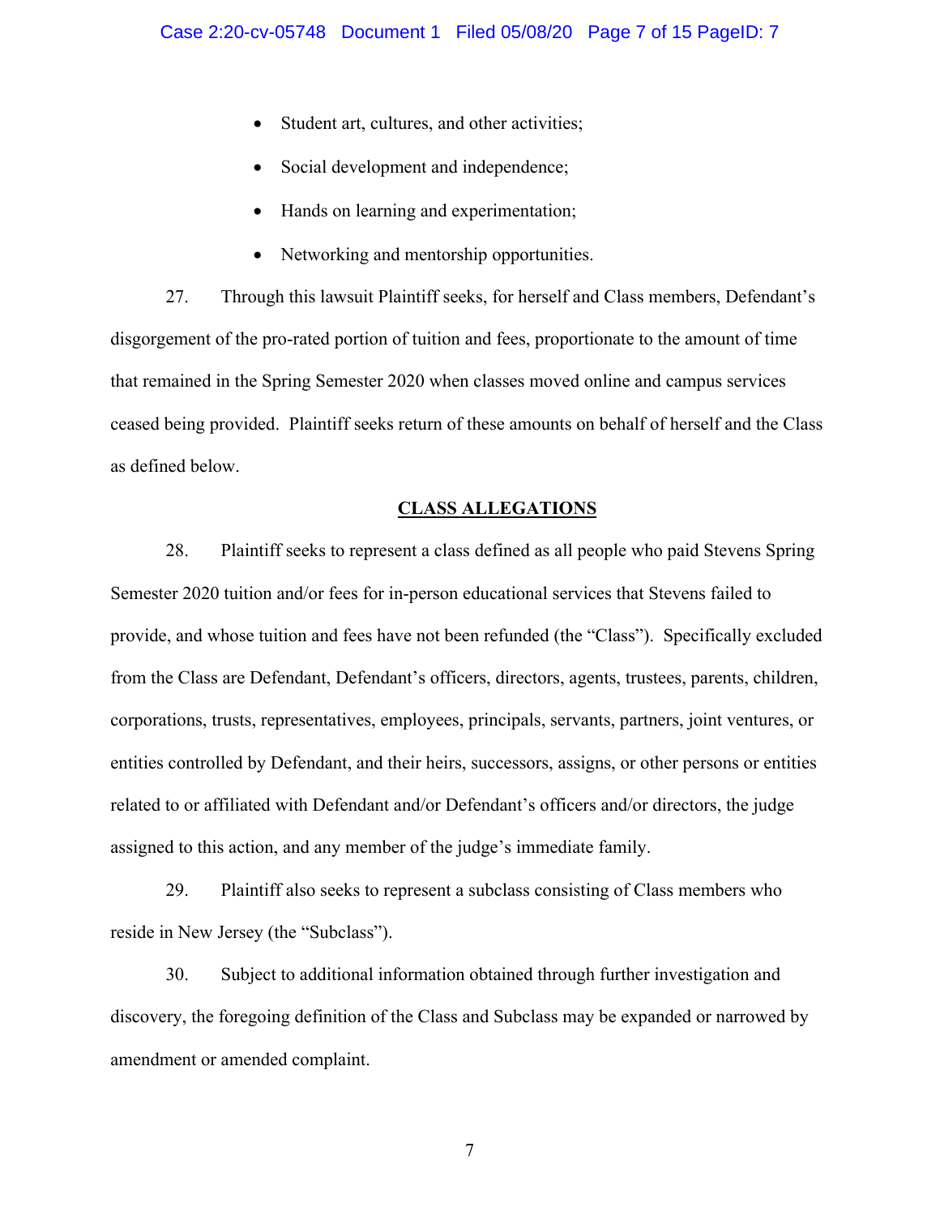- Student art, cultures, and other activities;
- Social development and independence;
- Hands on learning and experimentation;
- Networking and mentorship opportunities.

27. Through this lawsuit Plaintiff seeks, for herself and Class members, Defendant's disgorgement of the pro-rated portion of tuition and fees, proportionate to the amount of time that remained in the Spring Semester 2020 when classes moved online and campus services ceased being provided. Plaintiff seeks return of these amounts on behalf of herself and the Class as defined below.

## CLASS ALLEGATIONS

28. Plaintiff seeks to represent a class defined as all people who paid Stevens Spring Semester 2020 tuition and/or fees for in-person educational services that Stevens failed to provide, and whose tuition and fees have not been refunded (the "Class"). Specifically excluded from the Class are Defendant, Defendant's officers, directors, agents, trustees, parents, children, corporations, trusts, representatives, employees, principals, servants, partners, joint ventures, or entities controlled by Defendant, and their heirs, successors, assigns, or other persons or entities related to or affiliated with Defendant and/or Defendant's officers and/or directors, the judge assigned to this action, and any member of the judge's immediate family.

29. Plaintiff also seeks to represent a subclass consisting of Class members who reside in New Jersey (the "Subclass").

30. Subject to additional information obtained through further investigation and discovery, the foregoing definition of the Class and Subclass may be expanded or narrowed by amendment or amended complaint.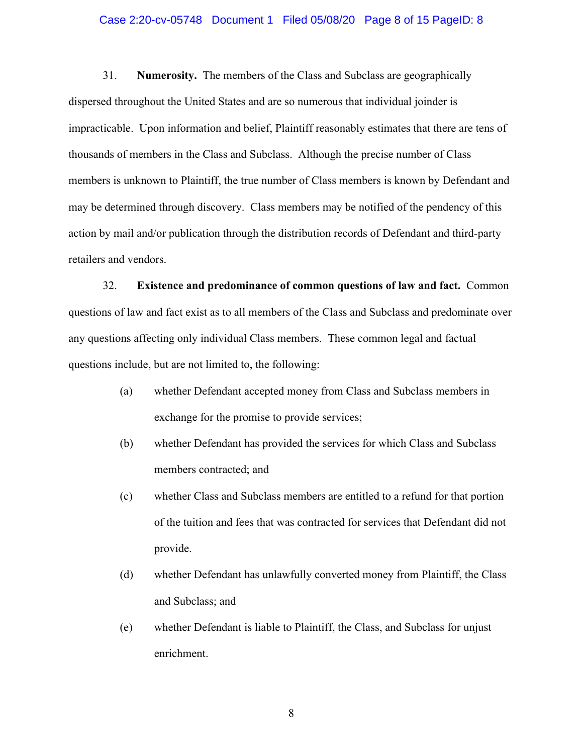31. **Numerosity.** The members of the Class and Subclass are geographically dispersed throughout the United States and are so numerous that individual joinder is impracticable. Upon information and belief, Plaintiff reasonably estimates that there are tens of thousands of members in the Class and Subclass. Although the precise number of Class members is unknown to Plaintiff, the true number of Class members is known by Defendant and may be determined through discovery. Class members may be notified of the pendency of this action by mail and/or publication through the distribution records of Defendant and third-party retailers and vendors.

32. **Existence and predominance of common questions of law and fact.** Common questions of law and fact exist as to all members of the Class and Subclass and predominate over any questions affecting only individual Class members. These common legal and factual questions include, but are not limited to, the following:

(a) whether Defendant accepted money from Class and Subclass members in exchange for the promise to provide services;

(b) whether Defendant has provided the services for which Class and Subclass members contracted; and

(c) whether Class and Subclass members are entitled to a refund for that portion of the tuition and fees that was contracted for services that Defendant did not provide.

(d) whether Defendant has unlawfully converted money from Plaintiff, the Class and Subclass; and

(e) whether Defendant is liable to Plaintiff, the Class, and Subclass for unjust enrichment.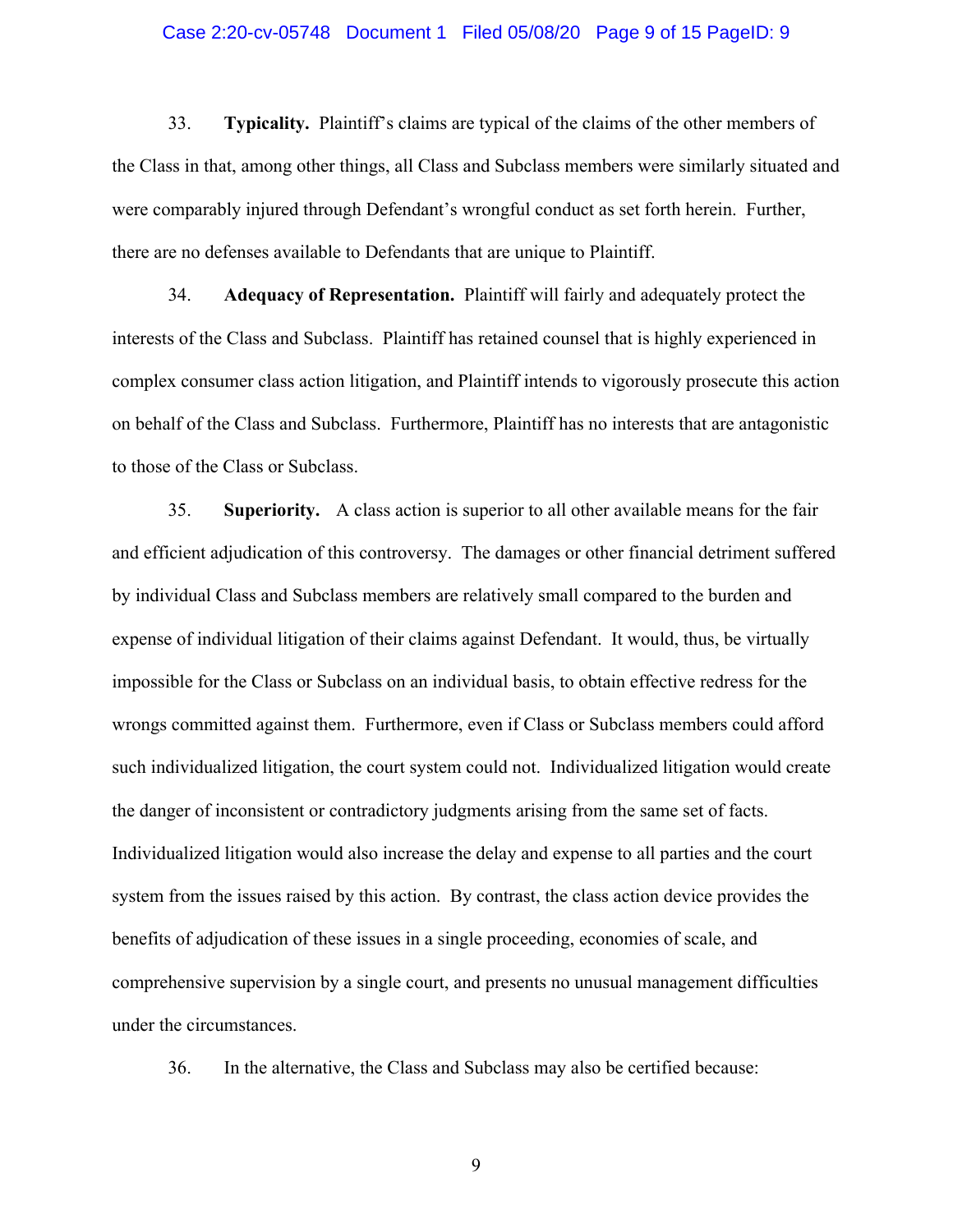33. **Typicality.** Plaintiff's claims are typical of the claims of the other members of the Class in that, among other things, all Class and Subclass members were similarly situated and were comparably injured through Defendant's wrongful conduct as set forth herein. Further, there are no defenses available to Defendants that are unique to Plaintiff.

34. **Adequacy of Representation.** Plaintiff will fairly and adequately protect the interests of the Class and Subclass. Plaintiff has retained counsel that is highly experienced in complex consumer class action litigation, and Plaintiff intends to vigorously prosecute this action on behalf of the Class and Subclass. Furthermore, Plaintiff has no interests that are antagonistic to those of the Class or Subclass.

35. **Superiority.** A class action is superior to all other available means for the fair and efficient adjudication of this controversy. The damages or other financial detriment suffered by individual Class and Subclass members are relatively small compared to the burden and expense of individual litigation of their claims against Defendant. It would, thus, be virtually impossible for the Class or Subclass on an individual basis, to obtain effective redress for the wrongs committed against them. Furthermore, even if Class or Subclass members could afford such individualized litigation, the court system could not. Individualized litigation would create the danger of inconsistent or contradictory judgments arising from the same set of facts. Individualized litigation would also increase the delay and expense to all parties and the court system from the issues raised by this action. By contrast, the class action device provides the benefits of adjudication of these issues in a single proceeding, economies of scale, and comprehensive supervision by a single court, and presents no unusual management difficulties under the circumstances.

36. In the alternative, the Class and Subclass may also be certified because: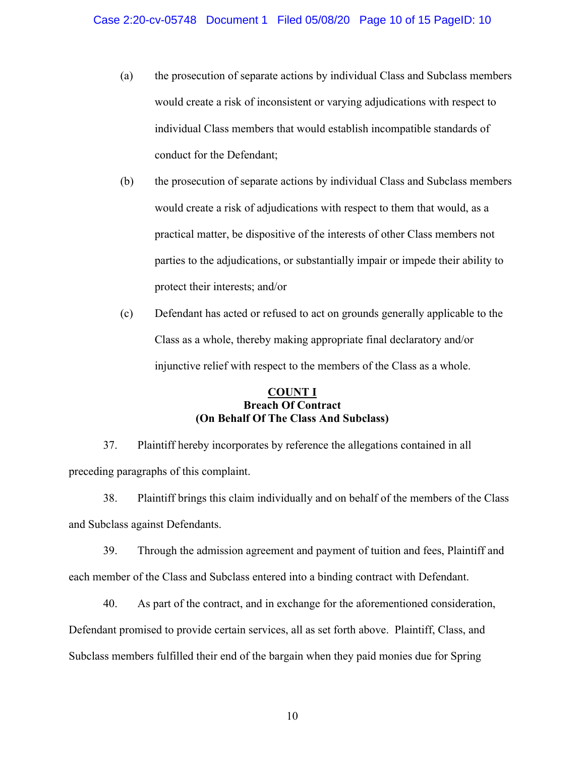(a) the prosecution of separate actions by individual Class and Subclass members would create a risk of inconsistent or varying adjudications with respect to individual Class members that would establish incompatible standards of conduct for the Defendant;

(b) the prosecution of separate actions by individual Class and Subclass members would create a risk of adjudications with respect to them that would, as a practical matter, be dispositive of the interests of other Class members not parties to the adjudications, or substantially impair or impede their ability to protect their interests; and/or

(c) Defendant has acted or refused to act on grounds generally applicable to the Class as a whole, thereby making appropriate final declaratory and/or injunctive relief with respect to the members of the Class as a whole.

## COUNT I
### Breach Of Contract
### (On Behalf Of The Class And Subclass)

37. Plaintiff hereby incorporates by reference the allegations contained in all preceding paragraphs of this complaint.

38. Plaintiff brings this claim individually and on behalf of the members of the Class and Subclass against Defendants.

39. Through the admission agreement and payment of tuition and fees, Plaintiff and each member of the Class and Subclass entered into a binding contract with Defendant.

40. As part of the contract, and in exchange for the aforementioned consideration, Defendant promised to provide certain services, all as set forth above. Plaintiff, Class, and Subclass members fulfilled their end of the bargain when they paid monies due for Spring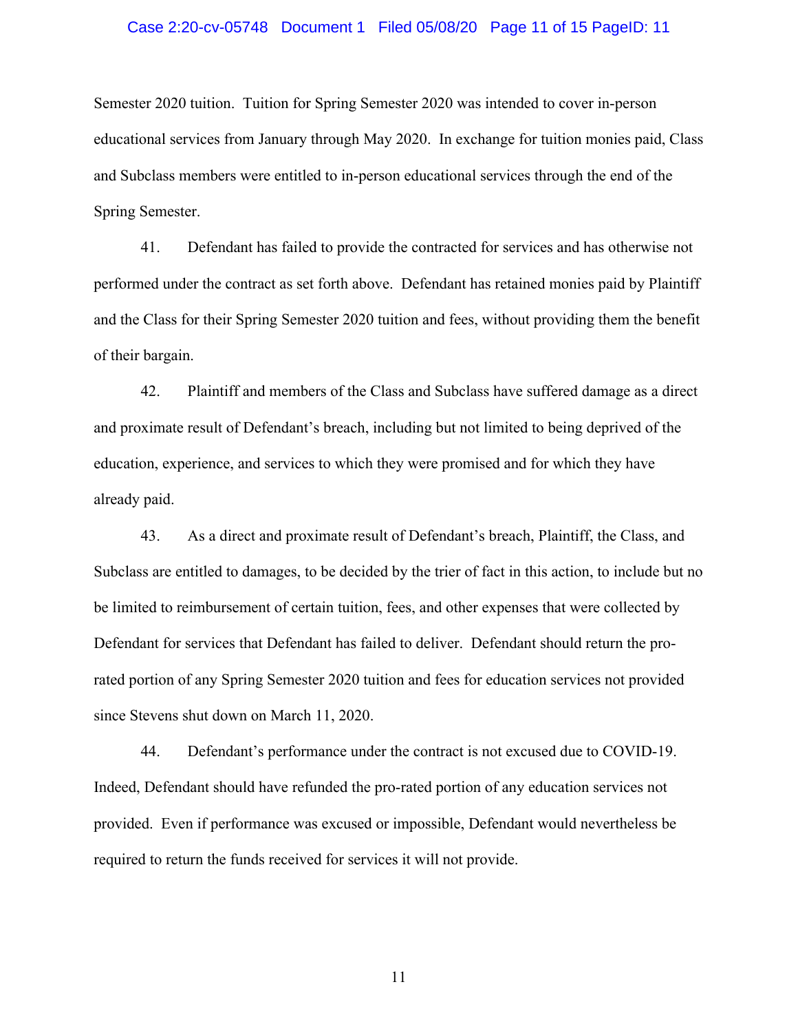Semester 2020 tuition. Tuition for Spring Semester 2020 was intended to cover in-person educational services from January through May 2020. In exchange for tuition monies paid, Class and Subclass members were entitled to in-person educational services through the end of the Spring Semester.

41. Defendant has failed to provide the contracted for services and has otherwise not performed under the contract as set forth above. Defendant has retained monies paid by Plaintiff and the Class for their Spring Semester 2020 tuition and fees, without providing them the benefit of their bargain.

42. Plaintiff and members of the Class and Subclass have suffered damage as a direct and proximate result of Defendant's breach, including but not limited to being deprived of the education, experience, and services to which they were promised and for which they have already paid.

43. As a direct and proximate result of Defendant's breach, Plaintiff, the Class, and Subclass are entitled to damages, to be decided by the trier of fact in this action, to include but no be limited to reimbursement of certain tuition, fees, and other expenses that were collected by Defendant for services that Defendant has failed to deliver. Defendant should return the pro-rated portion of any Spring Semester 2020 tuition and fees for education services not provided since Stevens shut down on March 11, 2020.

44. Defendant's performance under the contract is not excused due to COVID-19. Indeed, Defendant should have refunded the pro-rated portion of any education services not provided. Even if performance was excused or impossible, Defendant would nevertheless be required to return the funds received for services it will not provide.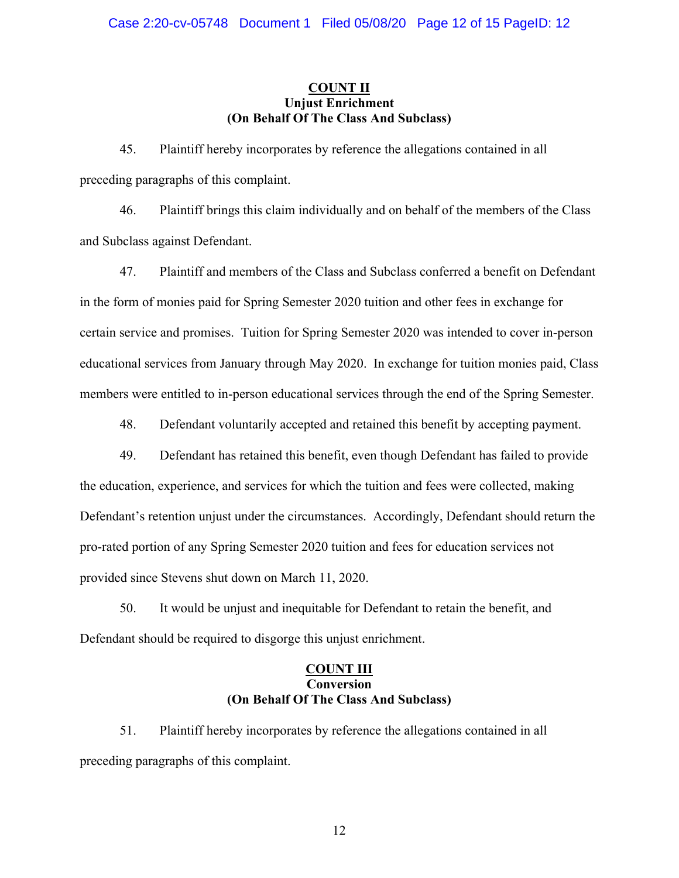**COUNT II**
**Unjust Enrichment**
**(On Behalf Of The Class And Subclass)**

45. Plaintiff hereby incorporates by reference the allegations contained in all preceding paragraphs of this complaint.

46. Plaintiff brings this claim individually and on behalf of the members of the Class and Subclass against Defendant.

47. Plaintiff and members of the Class and Subclass conferred a benefit on Defendant in the form of monies paid for Spring Semester 2020 tuition and other fees in exchange for certain service and promises. Tuition for Spring Semester 2020 was intended to cover in-person educational services from January through May 2020. In exchange for tuition monies paid, Class members were entitled to in-person educational services through the end of the Spring Semester.

48. Defendant voluntarily accepted and retained this benefit by accepting payment.

49. Defendant has retained this benefit, even though Defendant has failed to provide the education, experience, and services for which the tuition and fees were collected, making Defendant's retention unjust under the circumstances. Accordingly, Defendant should return the pro-rated portion of any Spring Semester 2020 tuition and fees for education services not provided since Stevens shut down on March 11, 2020.

50. It would be unjust and inequitable for Defendant to retain the benefit, and Defendant should be required to disgorge this unjust enrichment.

**COUNT III**
**Conversion**
**(On Behalf Of The Class And Subclass)**

51. Plaintiff hereby incorporates by reference the allegations contained in all preceding paragraphs of this complaint.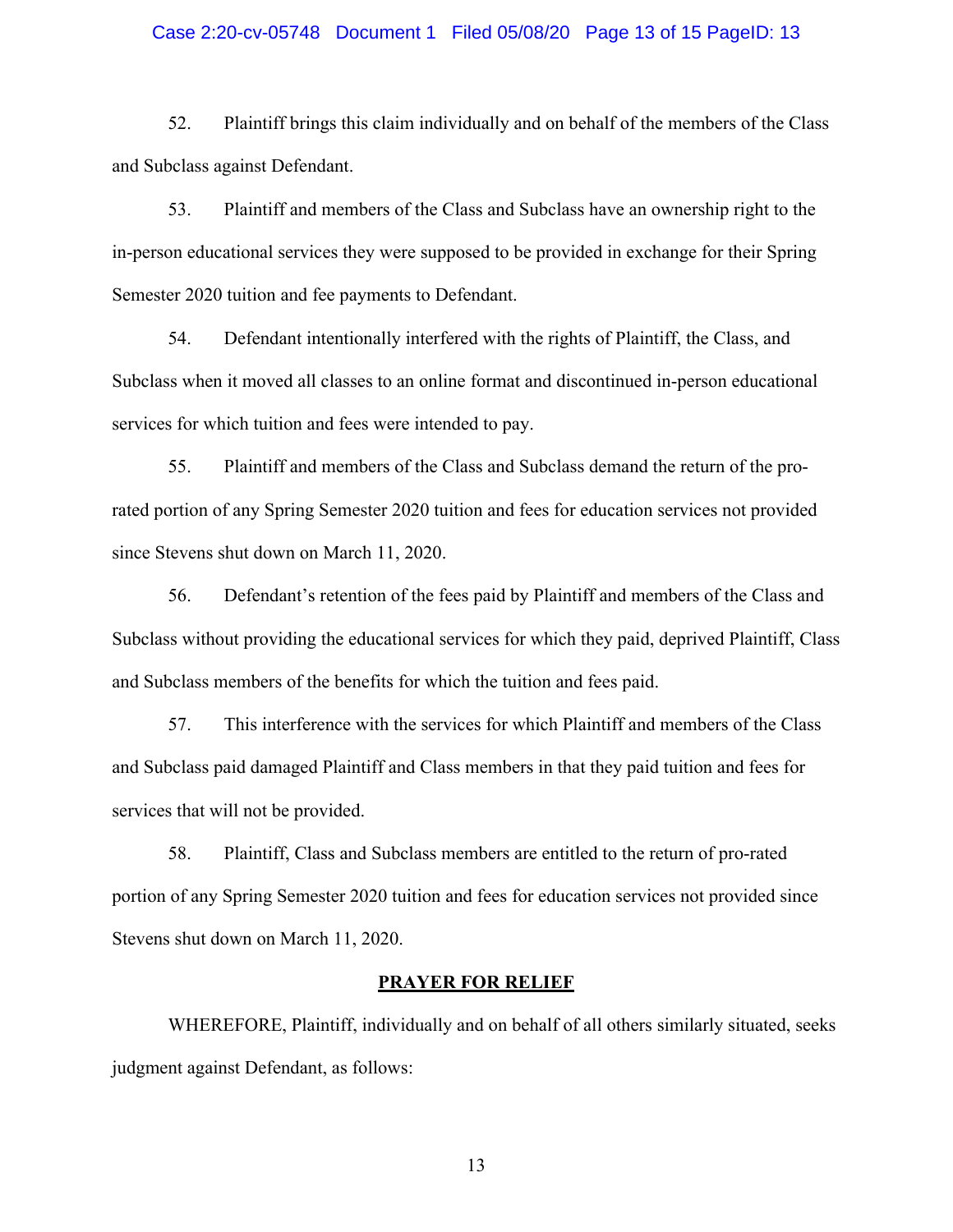52. Plaintiff brings this claim individually and on behalf of the members of the Class and Subclass against Defendant.

53. Plaintiff and members of the Class and Subclass have an ownership right to the in-person educational services they were supposed to be provided in exchange for their Spring Semester 2020 tuition and fee payments to Defendant.

54. Defendant intentionally interfered with the rights of Plaintiff, the Class, and Subclass when it moved all classes to an online format and discontinued in-person educational services for which tuition and fees were intended to pay.

55. Plaintiff and members of the Class and Subclass demand the return of the pro-rated portion of any Spring Semester 2020 tuition and fees for education services not provided since Stevens shut down on March 11, 2020.

56. Defendant's retention of the fees paid by Plaintiff and members of the Class and Subclass without providing the educational services for which they paid, deprived Plaintiff, Class and Subclass members of the benefits for which the tuition and fees paid.

57. This interference with the services for which Plaintiff and members of the Class and Subclass paid damaged Plaintiff and Class members in that they paid tuition and fees for services that will not be provided.

58. Plaintiff, Class and Subclass members are entitled to the return of pro-rated portion of any Spring Semester 2020 tuition and fees for education services not provided since Stevens shut down on March 11, 2020.

## PRAYER FOR RELIEF

WHEREFORE, Plaintiff, individually and on behalf of all others similarly situated, seeks judgment against Defendant, as follows: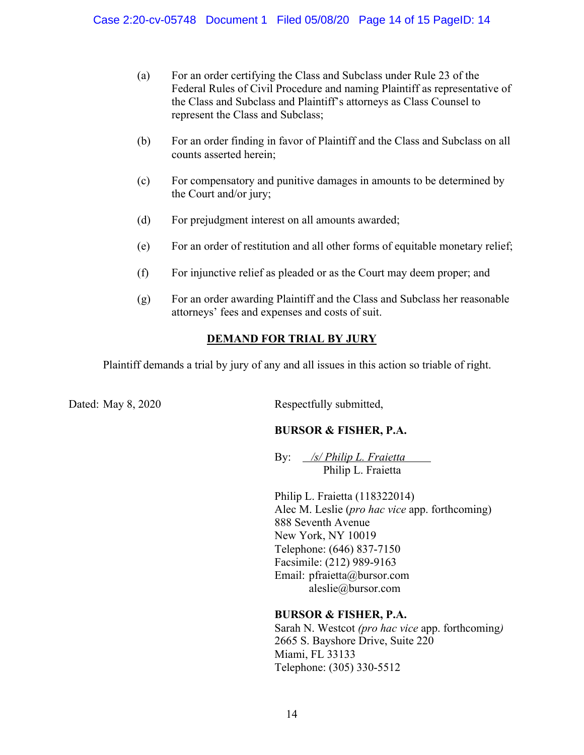(a) For an order certifying the Class and Subclass under Rule 23 of the Federal Rules of Civil Procedure and naming Plaintiff as representative of the Class and Subclass and Plaintiff's attorneys as Class Counsel to represent the Class and Subclass;

(b) For an order finding in favor of Plaintiff and the Class and Subclass on all counts asserted herein;

(c) For compensatory and punitive damages in amounts to be determined by the Court and/or jury;

(d) For prejudgment interest on all amounts awarded;

(e) For an order of restitution and all other forms of equitable monetary relief;

(f) For injunctive relief as pleaded or as the Court may deem proper; and

(g) For an order awarding Plaintiff and the Class and Subclass her reasonable attorneys' fees and expenses and costs of suit.

## DEMAND FOR TRIAL BY JURY

Plaintiff demands a trial by jury of any and all issues in this action so triable of right.

Dated: May 8, 2020

Respectfully submitted,

**BURSOR & FISHER, P.A.**

By: _/s/ Philip L. Fraietta_
Philip L. Fraietta

Philip L. Fraietta (118322014)
Alec M. Leslie (*pro hac vice* app. forthcoming)
888 Seventh Avenue
New York, NY 10019
Telephone: (646) 837-7150
Facsimile: (212) 989-9163
Email: pfraietta@bursor.com
aleslie@bursor.com

**BURSOR & FISHER, P.A.**
Sarah N. Westcot *(pro hac vice* app. forthcoming*)*
2665 S. Bayshore Drive, Suite 220
Miami, FL 33133
Telephone: (305) 330-5512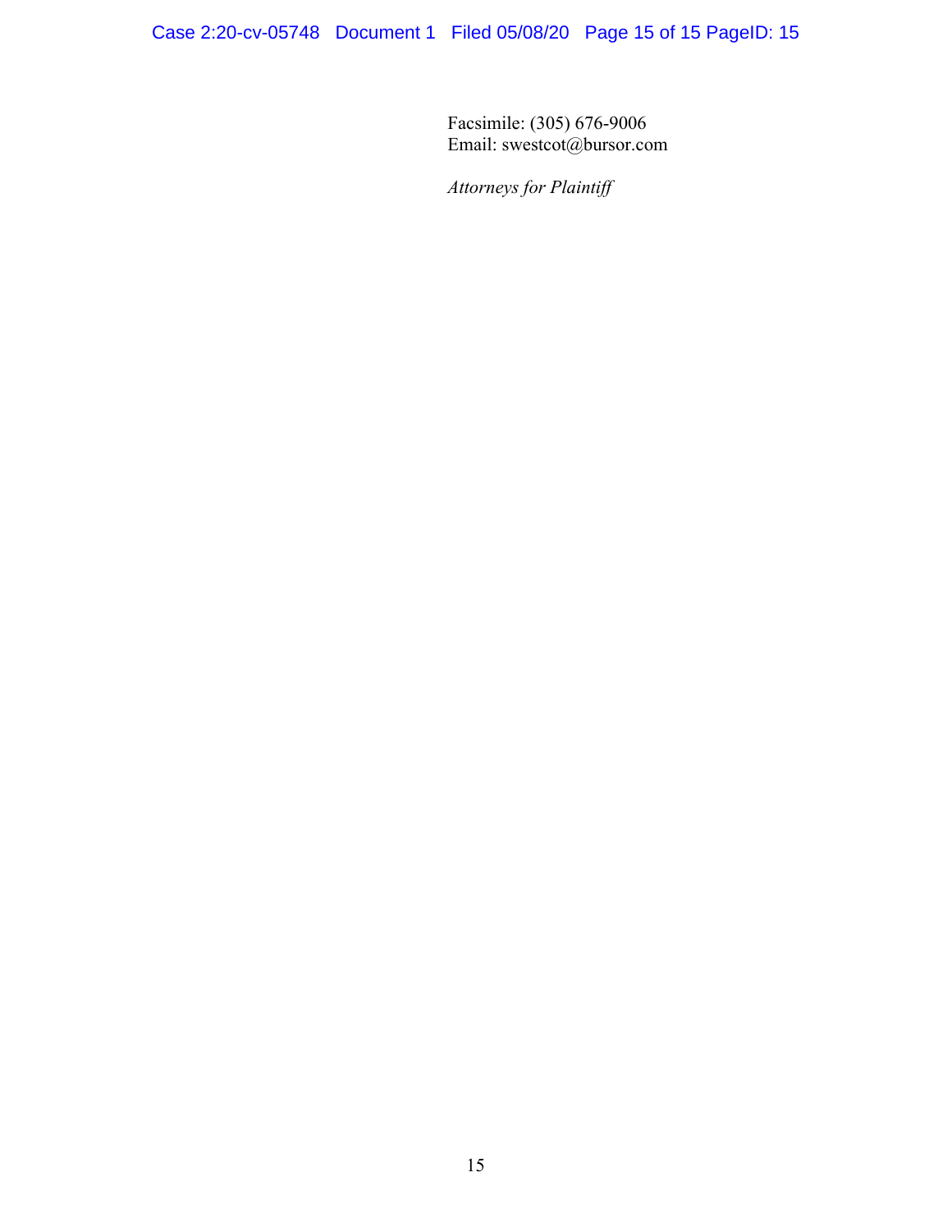Facsimile: (305) 676-9006
Email: swestcot@bursor.com

*Attorneys for Plaintiff*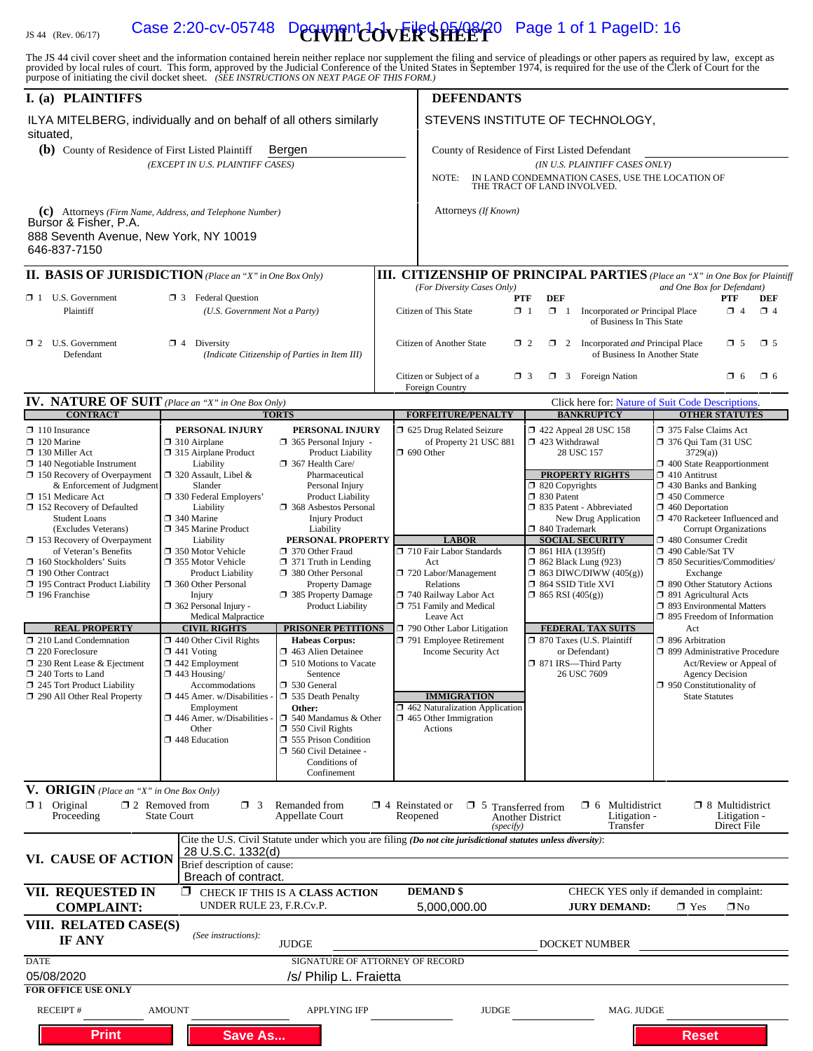JS 44 (Rev. 06/17)

# CIVIL COVER SHEET

The JS 44 civil cover sheet and the information contained herein neither replace nor supplement the filing and service of pleadings or other papers as required by law, except as provided by local rules of court. This form, approved by the Judicial Conference of the United States in September 1974, is required for the use of the Clerk of Court for the purpose of initiating the civil docket sheet. *(SEE INSTRUCTIONS ON NEXT PAGE OF THIS FORM.)*

## I. (a) PLAINTIFFS

ILYA MITELBERG, individually and on behalf of all others similarly situated,

**(b)** County of Residence of First Listed Plaintiff: Bergen
*(EXCEPT IN U.S. PLAINTIFF CASES)*

**(c)** Attorneys *(Firm Name, Address, and Telephone Number)*
Bursor & Fisher, P.A.
888 Seventh Avenue, New York, NY 10019
646-837-7150

## DEFENDANTS

STEVENS INSTITUTE OF TECHNOLOGY,

County of Residence of First Listed Defendant
*(IN U.S. PLAINTIFF CASES ONLY)*

NOTE: IN LAND CONDEMNATION CASES, USE THE LOCATION OF THE TRACT OF LAND INVOLVED.

Attorneys *(If Known)*

## II. BASIS OF JURISDICTION *(Place an "X" in One Box Only)*

- ❒ 1 U.S. Government Plaintiff
- ❒ 3 Federal Question *(U.S. Government Not a Party)*
- ❒ 2 U.S. Government Defendant
- ❒ 4 Diversity *(Indicate Citizenship of Parties in Item III)*

## III. CITIZENSHIP OF PRINCIPAL PARTIES *(Place an "X" in One Box for Plaintiff and One Box for Defendant)*

*(For Diversity Cases Only)*

| | PTF | DEF | | PTF | DEF |
|---|---|---|---|---|---|
| Citizen of This State | ❒ 1 | ❒ 1 | Incorporated *or* Principal Place of Business In This State | ❒ 4 | ❒ 4 |
| Citizen of Another State | ❒ 2 | ❒ 2 | Incorporated *and* Principal Place of Business In Another State | ❒ 5 | ❒ 5 |
| Citizen or Subject of a Foreign Country | ❒ 3 | ❒ 3 | Foreign Nation | ❒ 6 | ❒ 6 |

## IV. NATURE OF SUIT *(Place an "X" in One Box Only)*

Click here for: Nature of Suit Code Descriptions.

| CONTRACT | TORTS | | FORFEITURE/PENALTY | BANKRUPTCY | OTHER STATUTES |
|---|---|---|---|---|---|
| ❒ 110 Insurance<br>❒ 120 Marine<br>❒ 130 Miller Act<br>❒ 140 Negotiable Instrument<br>❒ 150 Recovery of Overpayment & Enforcement of Judgment<br>❒ 151 Medicare Act<br>❒ 152 Recovery of Defaulted Student Loans (Excludes Veterans)<br>❒ 153 Recovery of Overpayment of Veteran's Benefits<br>❒ 160 Stockholders' Suits<br>❒ 190 Other Contract<br>❒ 195 Contract Product Liability<br>❒ 196 Franchise | **PERSONAL INJURY**<br>❒ 310 Airplane<br>❒ 315 Airplane Product Liability<br>❒ 320 Assault, Libel & Slander<br>❒ 330 Federal Employers' Liability<br>❒ 340 Marine<br>❒ 345 Marine Product Liability<br>❒ 350 Motor Vehicle<br>❒ 355 Motor Vehicle Product Liability<br>❒ 360 Other Personal Injury<br>❒ 362 Personal Injury - Medical Malpractice | **PERSONAL INJURY**<br>❒ 365 Personal Injury - Product Liability<br>❒ 367 Health Care/ Pharmaceutical Personal Injury Product Liability<br>❒ 368 Asbestos Personal Injury Product Liability<br>**PERSONAL PROPERTY**<br>❒ 370 Other Fraud<br>❒ 371 Truth in Lending<br>❒ 380 Other Personal Property Damage<br>❒ 385 Property Damage Product Liability | ❒ 625 Drug Related Seizure of Property 21 USC 881<br>❒ 690 Other<br><br>**LABOR**<br>❒ 710 Fair Labor Standards Act<br>❒ 720 Labor/Management Relations<br>❒ 740 Railway Labor Act<br>❒ 751 Family and Medical Leave Act<br>❒ 790 Other Labor Litigation<br>❒ 791 Employee Retirement Income Security Act | ❒ 422 Appeal 28 USC 158<br>❒ 423 Withdrawal 28 USC 157<br>**PROPERTY RIGHTS**<br>❒ 820 Copyrights<br>❒ 830 Patent<br>❒ 835 Patent - Abbreviated New Drug Application<br>❒ 840 Trademark<br>**SOCIAL SECURITY**<br>❒ 861 HIA (1395ff)<br>❒ 862 Black Lung (923)<br>❒ 863 DIWC/DIWW (405(g))<br>❒ 864 SSID Title XVI<br>❒ 865 RSI (405(g)) | ❒ 375 False Claims Act<br>❒ 376 Qui Tam (31 USC 3729(a))<br>❒ 400 State Reapportionment<br>❒ 410 Antitrust<br>❒ 430 Banks and Banking<br>❒ 450 Commerce<br>❒ 460 Deportation<br>❒ 470 Racketeer Influenced and Corrupt Organizations<br>❒ 480 Consumer Credit<br>❒ 490 Cable/Sat TV<br>❒ 850 Securities/Commodities/ Exchange<br>❒ 890 Other Statutory Actions<br>❒ 891 Agricultural Acts<br>❒ 893 Environmental Matters<br>❒ 895 Freedom of Information Act<br>❒ 896 Arbitration<br>❒ 899 Administrative Procedure Act/Review or Appeal of Agency Decision<br>❒ 950 Constitutionality of State Statutes |
| **REAL PROPERTY**<br>❒ 210 Land Condemnation<br>❒ 220 Foreclosure<br>❒ 230 Rent Lease & Ejectment<br>❒ 240 Torts to Land<br>❒ 245 Tort Product Liability<br>❒ 290 All Other Real Property | **CIVIL RIGHTS**<br>❒ 440 Other Civil Rights<br>❒ 441 Voting<br>❒ 442 Employment<br>❒ 443 Housing/ Accommodations<br>❒ 445 Amer. w/Disabilities - Employment<br>❒ 446 Amer. w/Disabilities - Other<br>❒ 448 Education | **PRISONER PETITIONS**<br>**Habeas Corpus:**<br>❒ 463 Alien Detainee<br>❒ 510 Motions to Vacate Sentence<br>❒ 530 General<br>❒ 535 Death Penalty<br>**Other:**<br>❒ 540 Mandamus & Other<br>❒ 550 Civil Rights<br>❒ 555 Prison Condition<br>❒ 560 Civil Detainee - Conditions of Confinement | **IMMIGRATION**<br>❒ 462 Naturalization Application<br>❒ 465 Other Immigration Actions | **FEDERAL TAX SUITS**<br>❒ 870 Taxes (U.S. Plaintiff or Defendant)<br>❒ 871 IRS—Third Party 26 USC 7609 | |

## V. ORIGIN *(Place an "X" in One Box Only)*

- ❒ 1 Original Proceeding
- ❒ 2 Removed from State Court
- ❒ 3 Remanded from Appellate Court
- ❒ 4 Reinstated or Reopened
- ❒ 5 Transferred from Another District *(specify)*
- ❒ 6 Multidistrict Litigation - Transfer
- ❒ 8 Multidistrict Litigation - Direct File

## VI. CAUSE OF ACTION

Cite the U.S. Civil Statute under which you are filing *(Do not cite jurisdictional statutes unless diversity)*:
28 U.S.C. 1332(d)

Brief description of cause:
Breach of contract.

## VII. REQUESTED IN COMPLAINT:

❒ CHECK IF THIS IS A CLASS ACTION UNDER RULE 23, F.R.Cv.P.

DEMAND $ 5,000,000.00

CHECK YES only if demanded in complaint:
JURY DEMAND: ❒ Yes ❒ No

## VIII. RELATED CASE(S) IF ANY

*(See instructions):* JUDGE DOCKET NUMBER

DATE: 05/08/2020

SIGNATURE OF ATTORNEY OF RECORD: /s/ Philip L. Fraietta

**FOR OFFICE USE ONLY**

RECEIPT # AMOUNT APPLYING IFP JUDGE MAG. JUDGE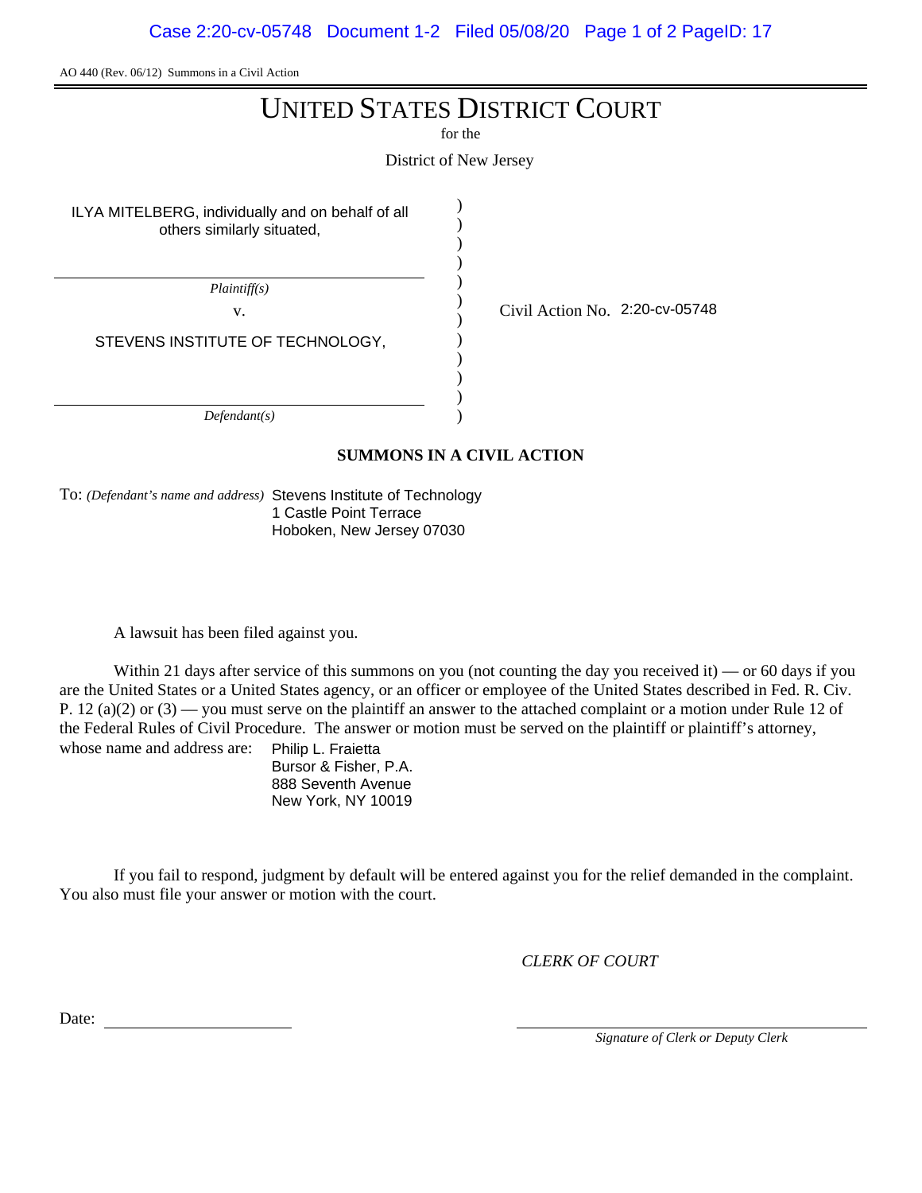AO 440 (Rev. 06/12) Summons in a Civil Action

# UNITED STATES DISTRICT COURT

for the

District of New Jersey

ILYA MITELBERG, individually and on behalf of all others similarly situated,

*Plaintiff(s)*

v.

STEVENS INSTITUTE OF TECHNOLOGY,

*Defendant(s)*

Civil Action No. 2:20-cv-05748

## SUMMONS IN A CIVIL ACTION

To: *(Defendant's name and address)* Stevens Institute of Technology
1 Castle Point Terrace
Hoboken, New Jersey 07030

A lawsuit has been filed against you.

Within 21 days after service of this summons on you (not counting the day you received it) — or 60 days if you are the United States or a United States agency, or an officer or employee of the United States described in Fed. R. Civ. P. 12 (a)(2) or (3) — you must serve on the plaintiff an answer to the attached complaint or a motion under Rule 12 of the Federal Rules of Civil Procedure. The answer or motion must be served on the plaintiff or plaintiff's attorney, whose name and address are:

Philip L. Fraietta
Bursor & Fisher, P.A.
888 Seventh Avenue
New York, NY 10019

If you fail to respond, judgment by default will be entered against you for the relief demanded in the complaint. You also must file your answer or motion with the court.

*CLERK OF COURT*

Date: \_\_\_\_\_\_\_\_\_\_\_\_\_\_\_\_\_\_\_\_

\_\_\_\_\_\_\_\_\_\_\_\_\_\_\_\_\_\_\_\_\_\_\_\_\_\_\_\_\_\_
*Signature of Clerk or Deputy Clerk*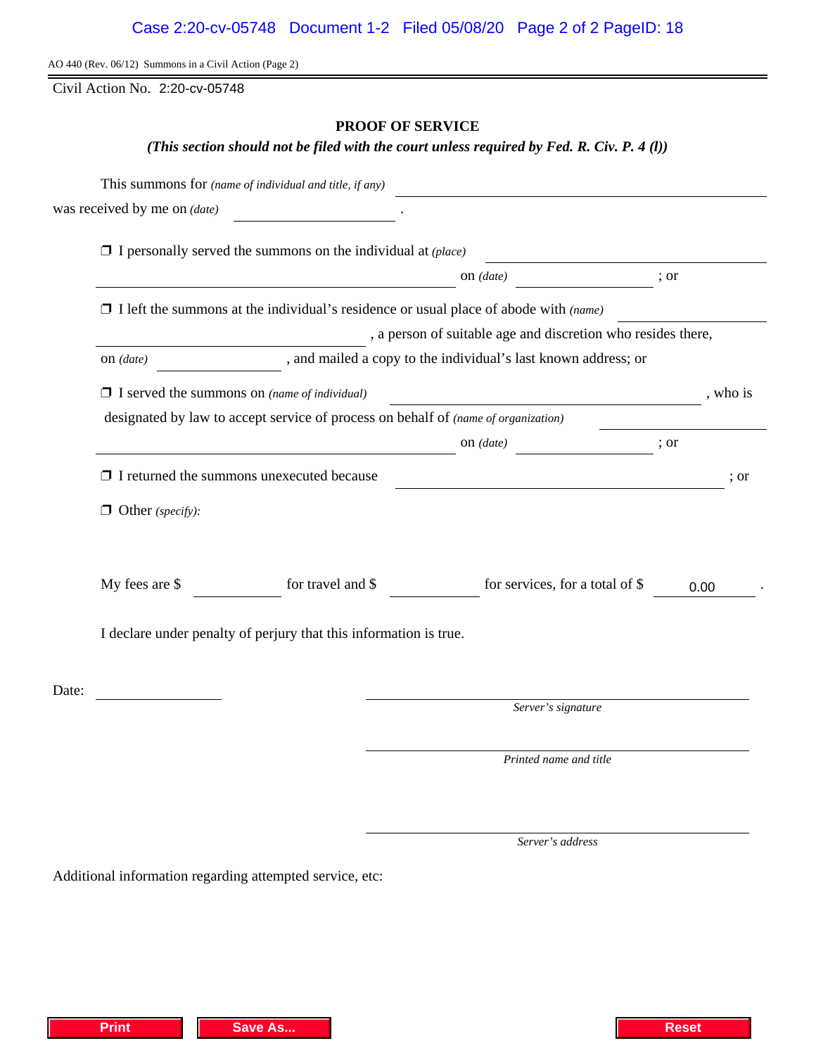AO 440 (Rev. 06/12) Summons in a Civil Action (Page 2)

Civil Action No. 2:20-cv-05748

## PROOF OF SERVICE

***(This section should not be filed with the court unless required by Fed. R. Civ. P. 4 (l))***

This summons for *(name of individual and title, if any)* ______________________________

was received by me on *(date)* ________________ .

❒ I personally served the summons on the individual at *(place)* ______________________________ on *(date)* ________________ ; or

❒ I left the summons at the individual's residence or usual place of abode with *(name)* ______________________________ , a person of suitable age and discretion who resides there, on *(date)* ________________ , and mailed a copy to the individual's last known address; or

❒ I served the summons on *(name of individual)* ______________________________ , who is designated by law to accept service of process on behalf of *(name of organization)* ______________________________ on *(date)* ________________ ; or

❒ I returned the summons unexecuted because ______________________________ ; or

❒ Other *(specify)*:

My fees are $ ________ for travel and $ ________ for services, for a total of $ 0.00 .

I declare under penalty of perjury that this information is true.

Date: ________________

______________________________
*Server's signature*

______________________________
*Printed name and title*

______________________________
*Server's address*

Additional information regarding attempted service, etc:

Print | Save As... | Reset